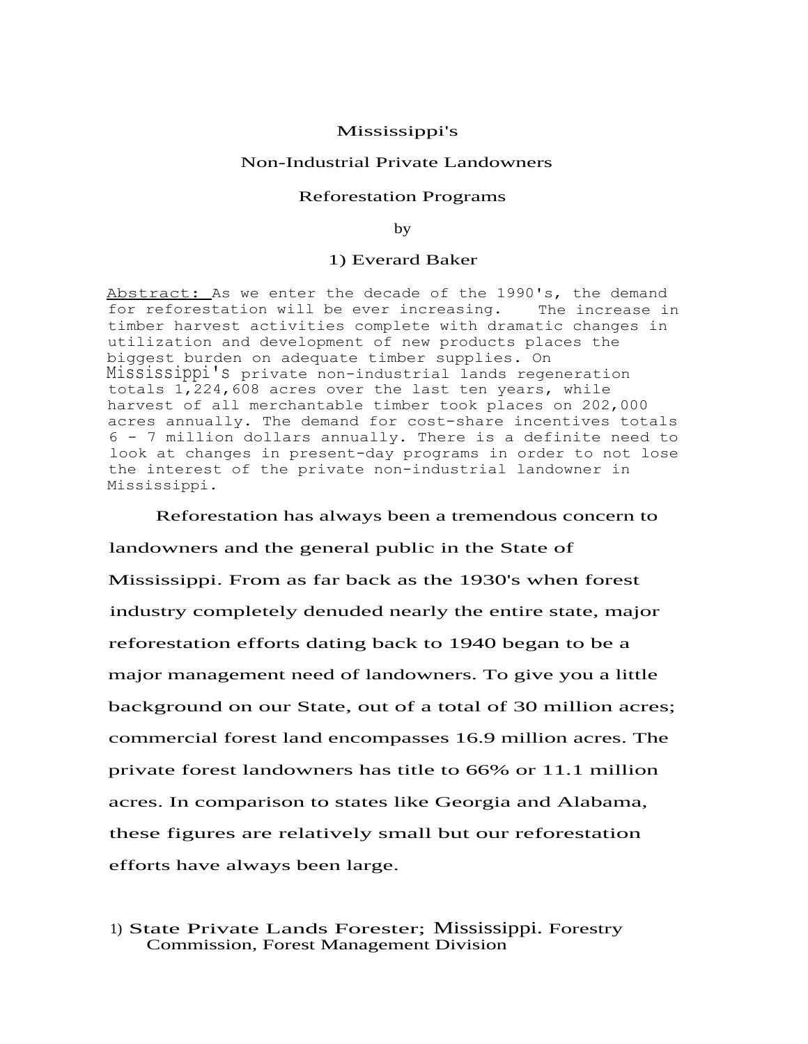# Mississippi's Non-Industrial Private Landowners Reforestation Programs

by

1) Everard Baker

Abstract: As we enter the decade of the 1990's, the demand for reforestation will be ever increasing. The increase in timber harvest activities complete with dramatic changes in utilization and development of new products places the biggest burden on adequate timber supplies. On Mississippi's private non-industrial lands regeneration totals 1,224,608 acres over the last ten years, while harvest of all merchantable timber took places on 202,000 acres annually. The demand for cost-share incentives totals 6 - 7 million dollars annually. There is a definite need to look at changes in present-day programs in order to not lose the interest of the private non-industrial landowner in Mississippi.

Reforestation has always been a tremendous concern to landowners and the general public in the State of Mississippi. From as far back as the 1930's when forest industry completely denuded nearly the entire state, major reforestation efforts dating back to 1940 began to be a major management need of landowners. To give you a little background on our State, out of a total of 30 million acres; commercial forest land encompasses 16.9 million acres. The private forest landowners has title to 66% or 11.1 million acres. In comparison to states like Georgia and Alabama, these figures are relatively small but our reforestation efforts have always been large.

1) State Private Lands Forester; Mississippi. Forestry Commission, Forest Management Division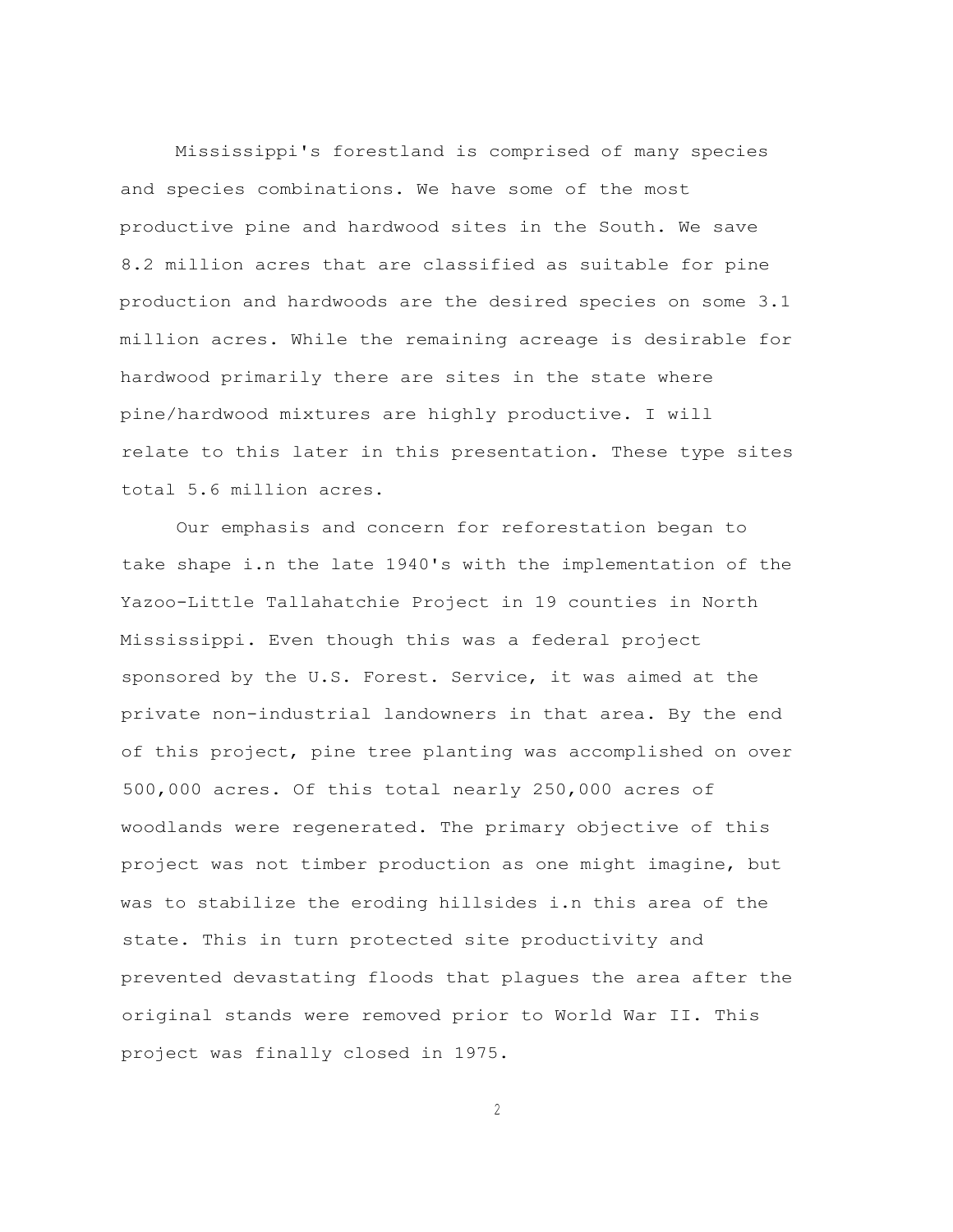Mississippi's forestland is comprised of many species and species combinations. We have some of the most productive pine and hardwood sites in the South. We save 8.2 million acres that are classified as suitable for pine production and hardwoods are the desired species on some 3.1 million acres. While the remaining acreage is desirable for hardwood primarily there are sites in the state where pine/hardwood mixtures are highly productive. I will relate to this later in this presentation. These type sites total 5.6 million acres.

Our emphasis and concern for reforestation began to take shape i.n the late 1940's with the implementation of the Yazoo-Little Tallahatchie Project in 19 counties in North Mississippi. Even though this was a federal project sponsored by the U.S. Forest. Service, it was aimed at the private non-industrial landowners in that area. By the end of this project, pine tree planting was accomplished on over 500,000 acres. Of this total nearly 250,000 acres of woodlands were regenerated. The primary objective of this project was not timber production as one might imagine, but was to stabilize the eroding hillsides i.n this area of the state. This in turn protected site productivity and prevented devastating floods that plagues the area after the original stands were removed prior to World War II. This project was finally closed in 1975.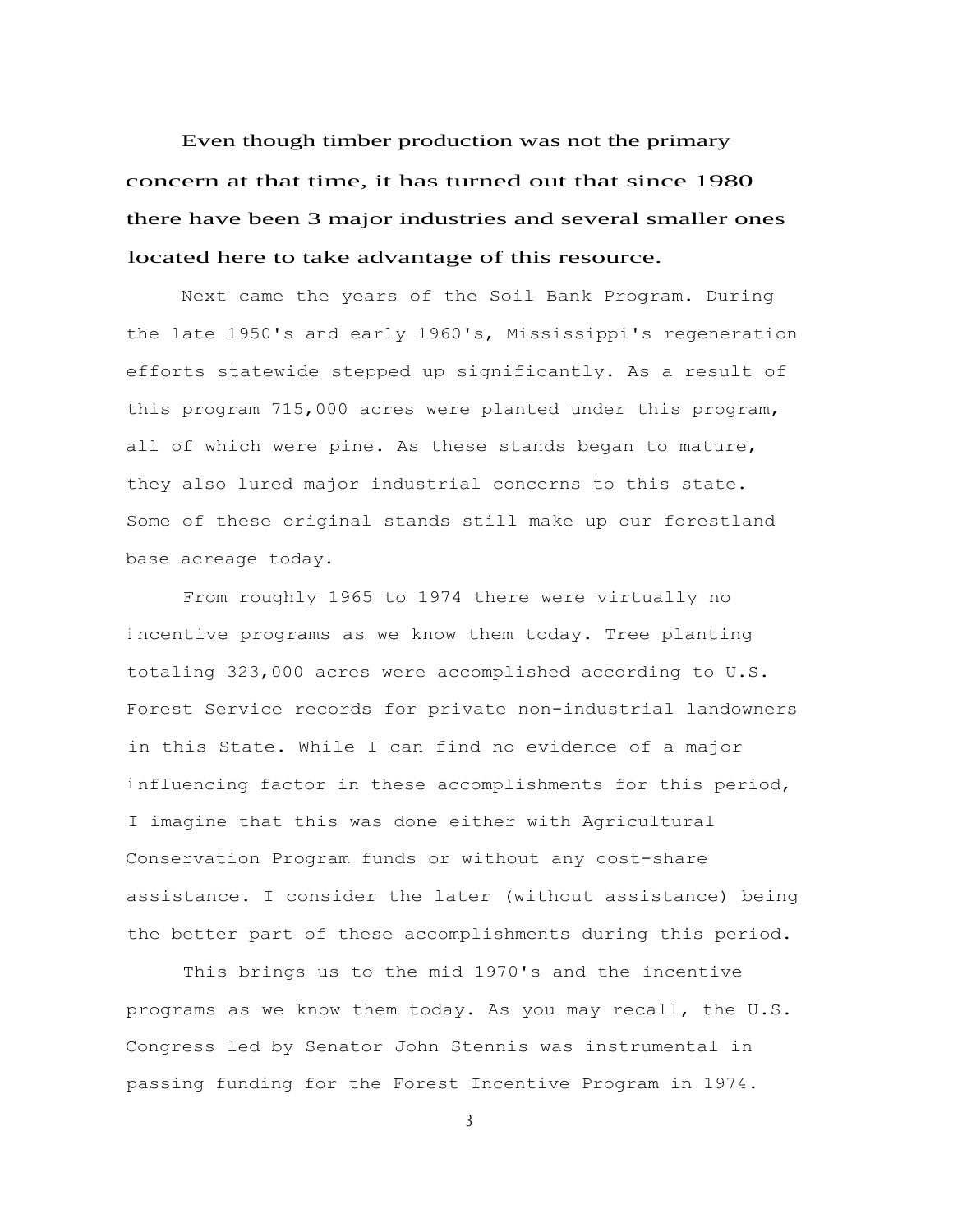Even though timber production was not the primary concern at that time, it has turned out that since 1980 there have been 3 major industries and several smaller ones located here to take advantage of this resource.

Next came the years of the Soil Bank Program. During the late 1950's and early 1960's, Mississippi's regeneration efforts statewide stepped up significantly. As a result of this program 715,000 acres were planted under this program, all of which were pine. As these stands began to mature, they also lured major industrial concerns to this state. Some of these original stands still make up our forestland base acreage today.

From roughly 1965 to 1974 there were virtually no incentive programs as we know them today. Tree planting totaling 323,000 acres were accomplished according to U.S. Forest Service records for private non-industrial landowners in this State. While I can find no evidence of a major influencing factor in these accomplishments for this period, I imagine that this was done either with Agricultural Conservation Program funds or without any cost-share assistance. I consider the later (without assistance) being the better part of these accomplishments during this period.

This brings us to the mid 1970's and the incentive programs as we know them today. As you may recall, the U.S. Congress led by Senator John Stennis was instrumental in passing funding for the Forest Incentive Program in 1974.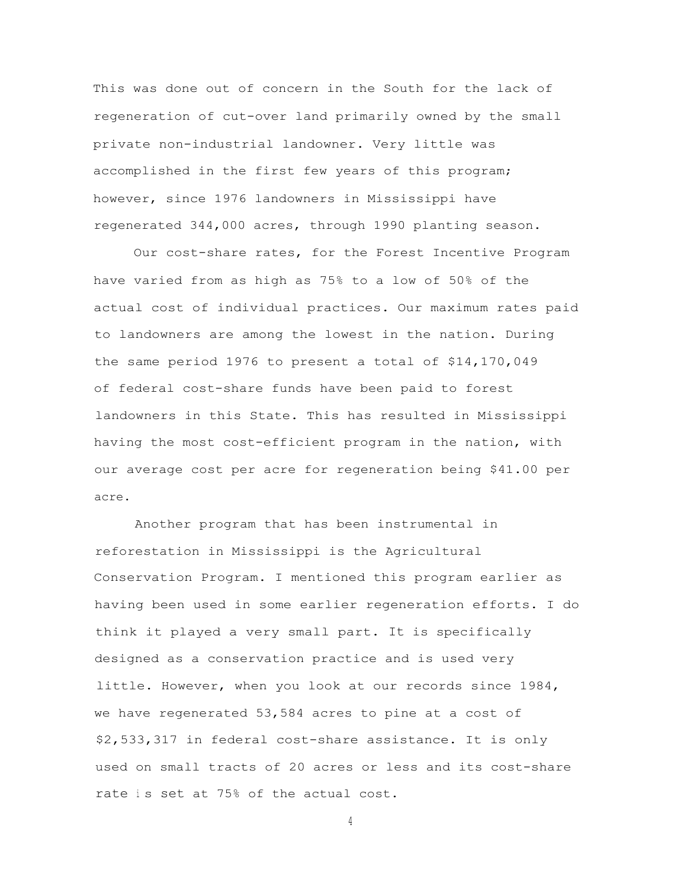This was done out of concern in the South for the lack of regeneration of cut-over land primarily owned by the small private non-industrial landowner. Very little was accomplished in the first few years of this program; however, since 1976 landowners in Mississippi have regenerated 344,000 acres, through 1990 planting season.

Our cost-share rates, for the Forest Incentive Program have varied from as high as 75% to a low of 50% of the actual cost of individual practices. Our maximum rates paid to landowners are among the lowest in the nation. During the same period 1976 to present a total of $14,170,049 of federal cost-share funds have been paid to forest landowners in this State. This has resulted in Mississippi having the most cost-efficient program in the nation, with our average cost per acre for regeneration being $41.00 per acre.

Another program that has been instrumental in reforestation in Mississippi is the Agricultural Conservation Program. I mentioned this program earlier as having been used in some earlier regeneration efforts. I do think it played a very small part. It is specifically designed as a conservation practice and is used very little. However, when you look at our records since 1984, we have regenerated 53,584 acres to pine at a cost of $2,533,317 in federal cost-share assistance. It is only used on small tracts of 20 acres or less and its cost-share rate is set at 75% of the actual cost.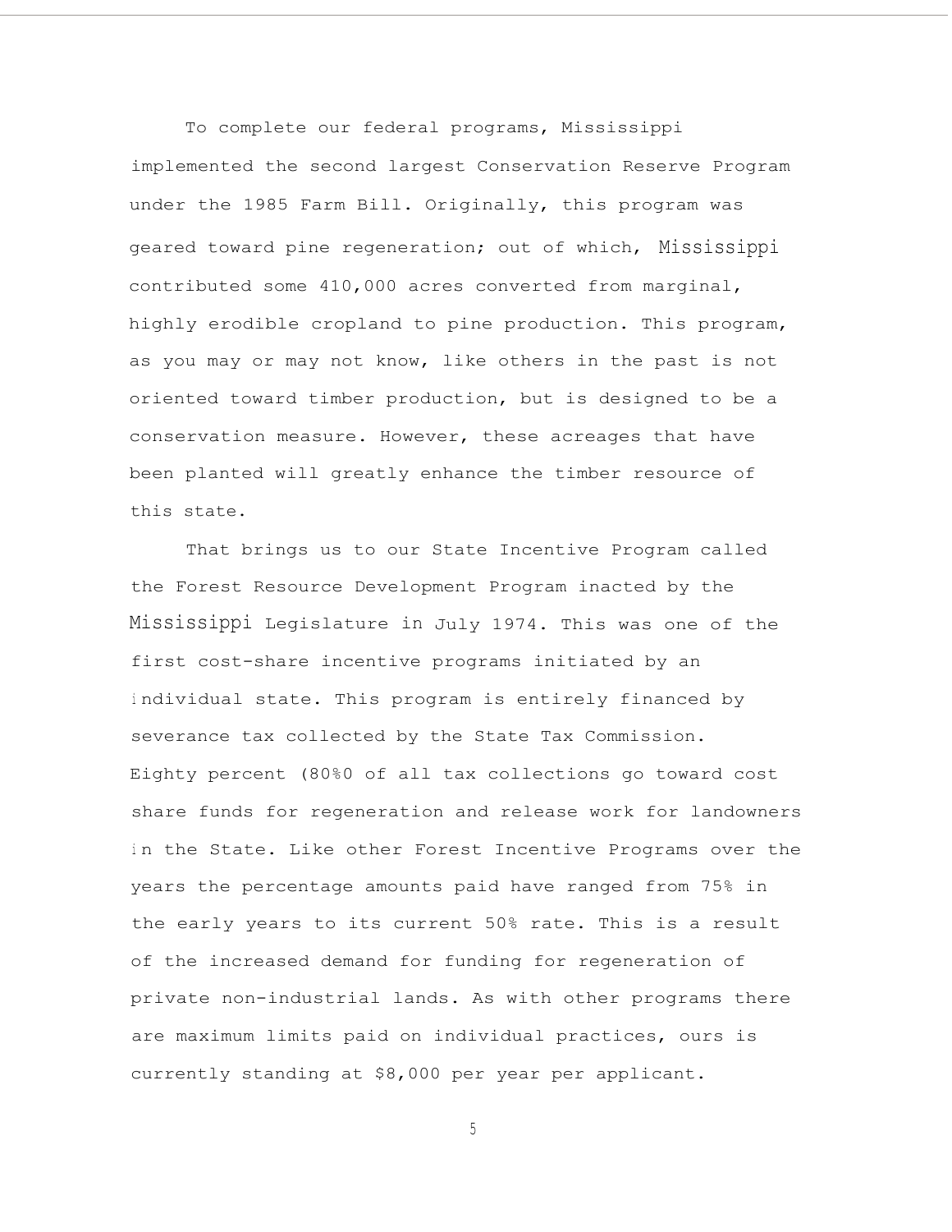To complete our federal programs, Mississippi implemented the second largest Conservation Reserve Program under the 1985 Farm Bill. Originally, this program was geared toward pine regeneration; out of which, Mississippi contributed some 410,000 acres converted from marginal, highly erodible cropland to pine production. This program, as you may or may not know, like others in the past is not oriented toward timber production, but is designed to be a conservation measure. However, these acreages that have been planted will greatly enhance the timber resource of this state.

That brings us to our State Incentive Program called the Forest Resource Development Program inacted by the Mississippi Legislature in July 1974. This was one of the first cost-share incentive programs initiated by an individual state. This program is entirely financed by severance tax collected by the State Tax Commission. Eighty percent (80%0 of all tax collections go toward cost share funds for regeneration and release work for landowners in the State. Like other Forest Incentive Programs over the years the percentage amounts paid have ranged from 75% in the early years to its current 50% rate. This is a result of the increased demand for funding for regeneration of private non-industrial lands. As with other programs there are maximum limits paid on individual practices, ours is currently standing at $8,000 per year per applicant.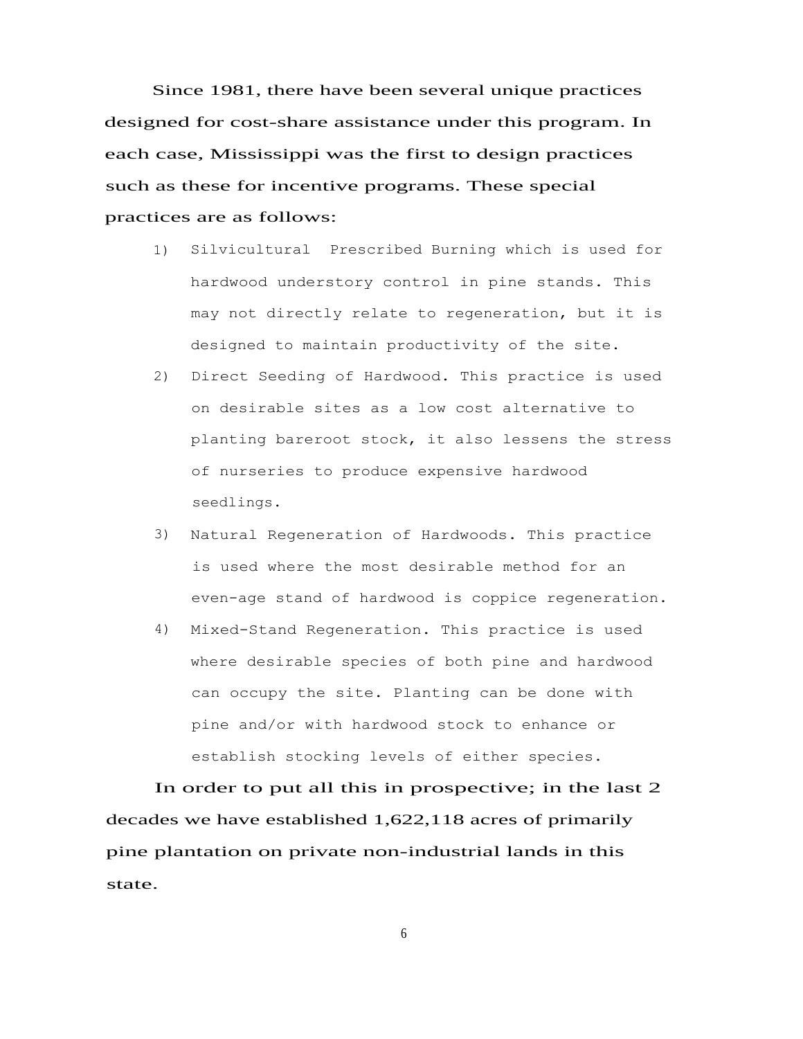Since 1981, there have been several unique practices designed for cost-share assistance under this program. In each case, Mississippi was the first to design practices such as these for incentive programs. These special practices are as follows:

1) Silvicultural Prescribed Burning which is used for hardwood understory control in pine stands. This may not directly relate to regeneration, but it is designed to maintain productivity of the site.
2) Direct Seeding of Hardwood. This practice is used on desirable sites as a low cost alternative to planting bareroot stock, it also lessens the stress of nurseries to produce expensive hardwood seedlings.
3) Natural Regeneration of Hardwoods. This practice is used where the most desirable method for an even-age stand of hardwood is coppice regeneration.
4) Mixed-Stand Regeneration. This practice is used where desirable species of both pine and hardwood can occupy the site. Planting can be done with pine and/or with hardwood stock to enhance or establish stocking levels of either species.

In order to put all this in prospective; in the last 2 decades we have established 1,622,118 acres of primarily pine plantation on private non-industrial lands in this state.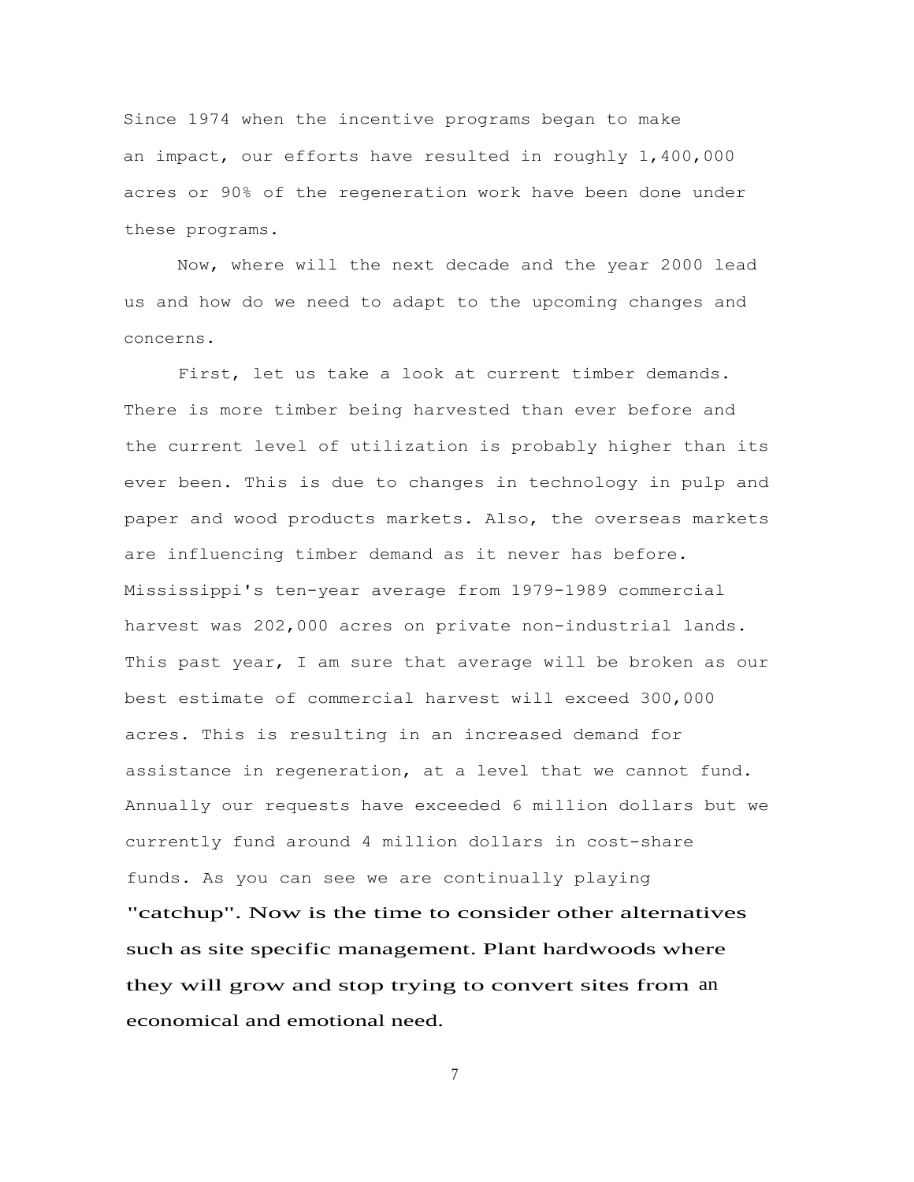Since 1974 when the incentive programs began to make an impact, our efforts have resulted in roughly 1,400,000 acres or 90% of the regeneration work have been done under these programs.

Now, where will the next decade and the year 2000 lead us and how do we need to adapt to the upcoming changes and concerns.

First, let us take a look at current timber demands. There is more timber being harvested than ever before and the current level of utilization is probably higher than its ever been. This is due to changes in technology in pulp and paper and wood products markets. Also, the overseas markets are influencing timber demand as it never has before. Mississippi's ten-year average from 1979-1989 commercial harvest was 202,000 acres on private non-industrial lands. This past year, I am sure that average will be broken as our best estimate of commercial harvest will exceed 300,000 acres. This is resulting in an increased demand for assistance in regeneration, at a level that we cannot fund. Annually our requests have exceeded 6 million dollars but we currently fund around 4 million dollars in cost-share funds. As you can see we are continually playing "catchup". Now is the time to consider other alternatives such as site specific management. Plant hardwoods where they will grow and stop trying to convert sites from an economical and emotional need.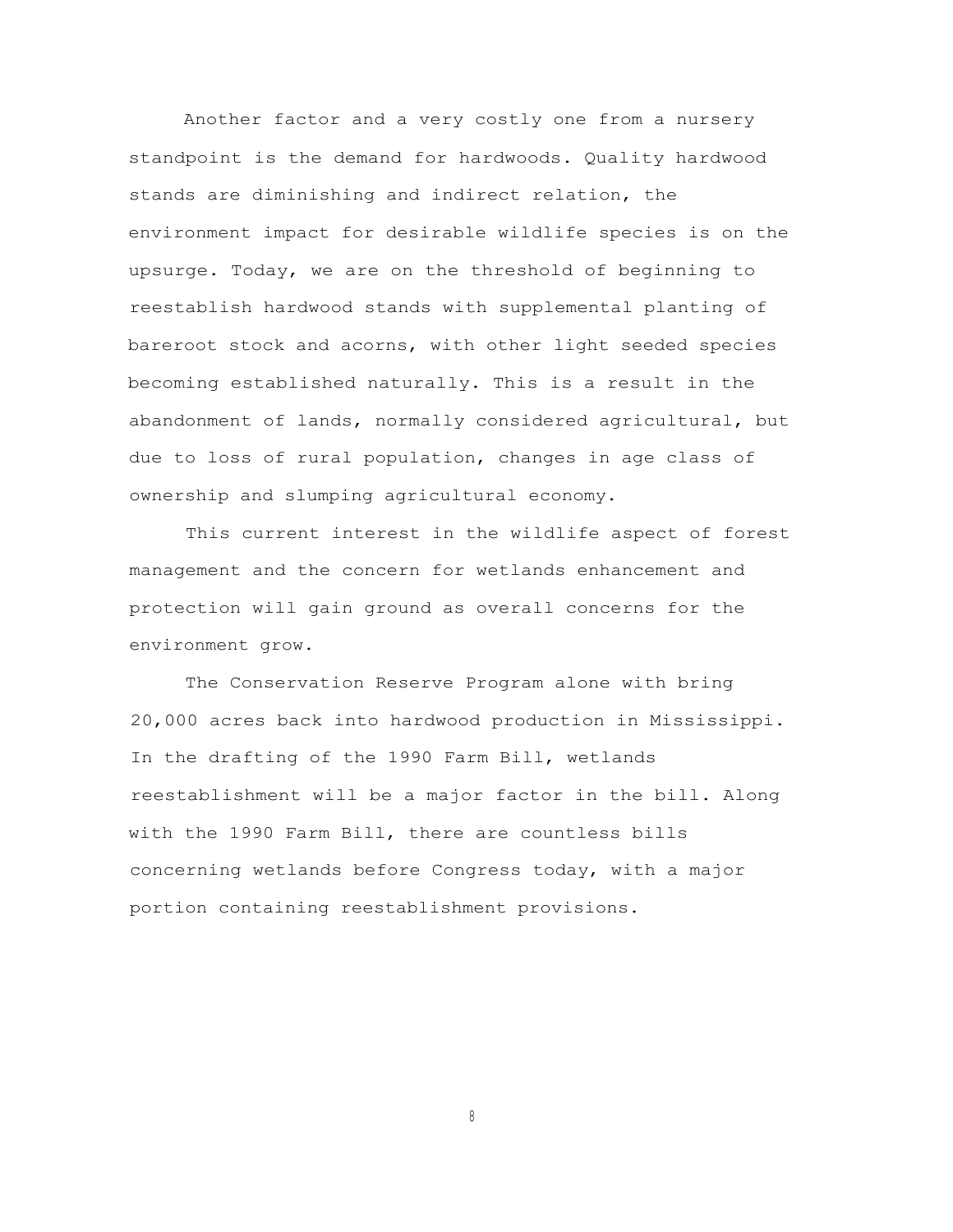Another factor and a very costly one from a nursery standpoint is the demand for hardwoods. Quality hardwood stands are diminishing and indirect relation, the environment impact for desirable wildlife species is on the upsurge. Today, we are on the threshold of beginning to reestablish hardwood stands with supplemental planting of bareroot stock and acorns, with other light seeded species becoming established naturally. This is a result in the abandonment of lands, normally considered agricultural, but due to loss of rural population, changes in age class of ownership and slumping agricultural economy.

This current interest in the wildlife aspect of forest management and the concern for wetlands enhancement and protection will gain ground as overall concerns for the environment grow.

The Conservation Reserve Program alone with bring 20,000 acres back into hardwood production in Mississippi. In the drafting of the 1990 Farm Bill, wetlands reestablishment will be a major factor in the bill. Along with the 1990 Farm Bill, there are countless bills concerning wetlands before Congress today, with a major portion containing reestablishment provisions.